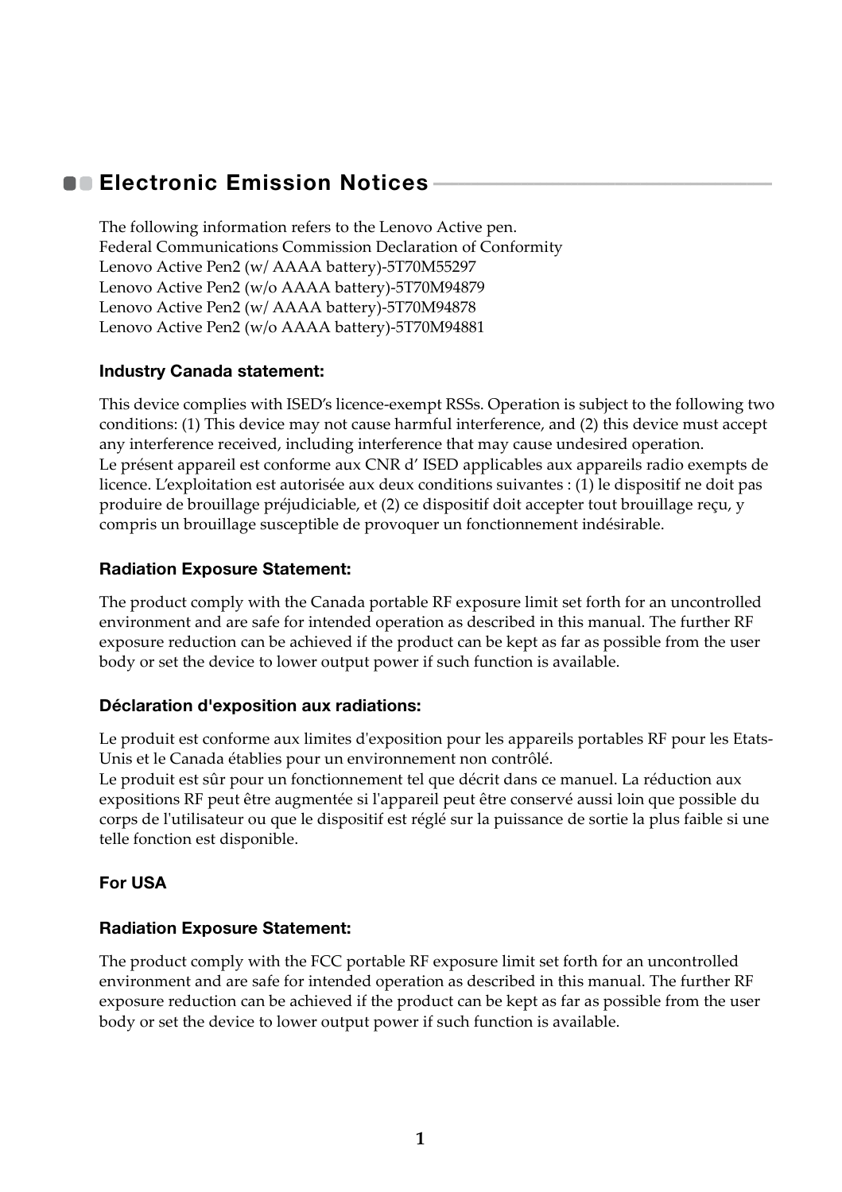# Electronic Emission Notices

The following information refers to the Lenovo Active pen.
Federal Communications Commission Declaration of Conformity
Lenovo Active Pen2 (w/ AAAA battery)-5T70M55297
Lenovo Active Pen2 (w/o AAAA battery)-5T70M94879
Lenovo Active Pen2 (w/ AAAA battery)-5T70M94878
Lenovo Active Pen2 (w/o AAAA battery)-5T70M94881

### Industry Canada statement:

This device complies with ISED's licence-exempt RSSs. Operation is subject to the following two conditions: (1) This device may not cause harmful interference, and (2) this device must accept any interference received, including interference that may cause undesired operation.
Le présent appareil est conforme aux CNR d' ISED applicables aux appareils radio exempts de licence. L'exploitation est autorisée aux deux conditions suivantes : (1) le dispositif ne doit pas produire de brouillage préjudiciable, et (2) ce dispositif doit accepter tout brouillage reçu, y compris un brouillage susceptible de provoquer un fonctionnement indésirable.

### Radiation Exposure Statement:

The product comply with the Canada portable RF exposure limit set forth for an uncontrolled environment and are safe for intended operation as described in this manual. The further RF exposure reduction can be achieved if the product can be kept as far as possible from the user body or set the device to lower output power if such function is available.

### Déclaration d'exposition aux radiations:

Le produit est conforme aux limites d'exposition pour les appareils portables RF pour les Etats-Unis et le Canada établies pour un environnement non contrôlé.
Le produit est sûr pour un fonctionnement tel que décrit dans ce manuel. La réduction aux expositions RF peut être augmentée si l'appareil peut être conservé aussi loin que possible du corps de l'utilisateur ou que le dispositif est réglé sur la puissance de sortie la plus faible si une telle fonction est disponible.

### For USA

### Radiation Exposure Statement:

The product comply with the FCC portable RF exposure limit set forth for an uncontrolled environment and are safe for intended operation as described in this manual. The further RF exposure reduction can be achieved if the product can be kept as far as possible from the user body or set the device to lower output power if such function is available.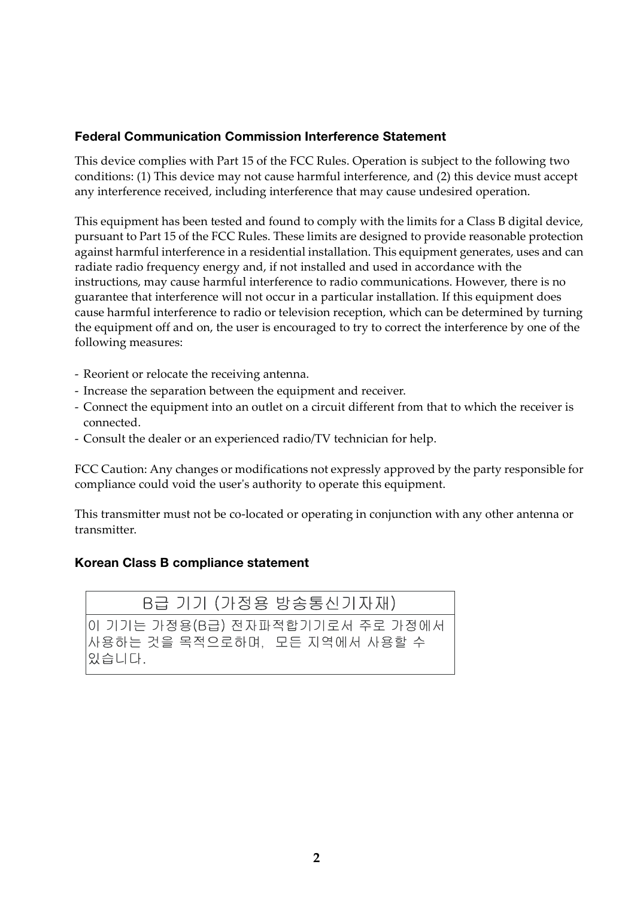### Federal Communication Commission Interference Statement

This device complies with Part 15 of the FCC Rules. Operation is subject to the following two conditions: (1) This device may not cause harmful interference, and (2) this device must accept any interference received, including interference that may cause undesired operation.

This equipment has been tested and found to comply with the limits for a Class B digital device, pursuant to Part 15 of the FCC Rules. These limits are designed to provide reasonable protection against harmful interference in a residential installation. This equipment generates, uses and can radiate radio frequency energy and, if not installed and used in accordance with the instructions, may cause harmful interference to radio communications. However, there is no guarantee that interference will not occur in a particular installation. If this equipment does cause harmful interference to radio or television reception, which can be determined by turning the equipment off and on, the user is encouraged to try to correct the interference by one of the following measures:

- Reorient or relocate the receiving antenna.
- Increase the separation between the equipment and receiver.
- Connect the equipment into an outlet on a circuit different from that to which the receiver is connected.
- Consult the dealer or an experienced radio/TV technician for help.

FCC Caution: Any changes or modifications not expressly approved by the party responsible for compliance could void the user's authority to operate this equipment.

This transmitter must not be co-located or operating in conjunction with any other antenna or transmitter.

### Korean Class B compliance statement

| B급 기기 (가정용 방송통신기자재) |
|---|
| 이 기기는 가정용(B급) 전자파적합기기로서 주로 가정에서 사용하는 것을 목적으로하며, 모든 지역에서 사용할 수 있습니다. |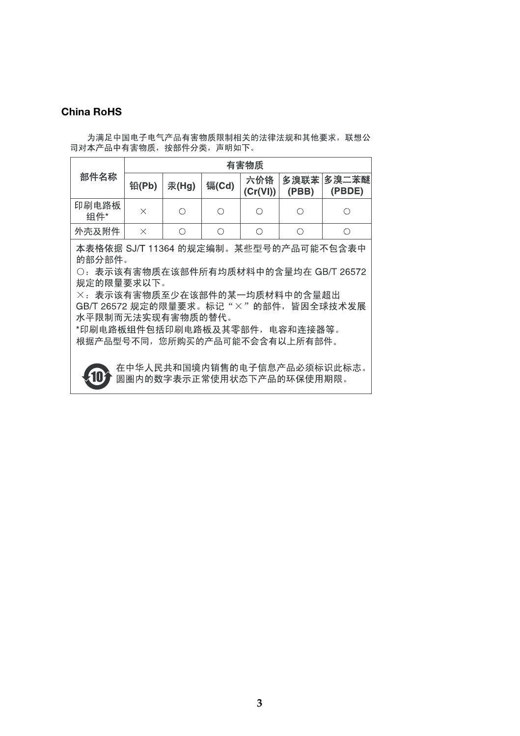## China RoHS

为满足中国电子电气产品有害物质限制相关的法律法规和其他要求，联想公司对本产品中有害物质，按部件分类，声明如下。

| 部件名称 | 有害物质 | | | | | |
|---|---|---|---|---|---|---|
| | 铅(Pb) | 汞(Hg) | 镉(Cd) | 六价铬 (Cr(VI)) | 多溴联苯 (PBB) | 多溴二苯醚 (PBDE) |
| 印刷电路板组件* | × | ○ | ○ | ○ | ○ | ○ |
| 外壳及附件 | × | ○ | ○ | ○ | ○ | ○ |

本表格依据 SJ/T 11364 的规定编制。某些型号的产品可能不包含表中的部分部件。

○：表示该有害物质在该部件所有均质材料中的含量均在 GB/T 26572 规定的限量要求以下。

×：表示该有害物质至少在该部件的某一均质材料中的含量超出 GB/T 26572 规定的限量要求。标记“×”的部件，皆因全球技术发展水平限制而无法实现有害物质的替代。

*印刷电路板组件包括印刷电路板及其零部件，电容和连接器等。

根据产品型号不同，您所购买的产品可能不会含有以上所有部件。

在中华人民共和国境内销售的电子信息产品必须标识此标志。圆圈内的数字表示正常使用状态下产品的环保使用期限。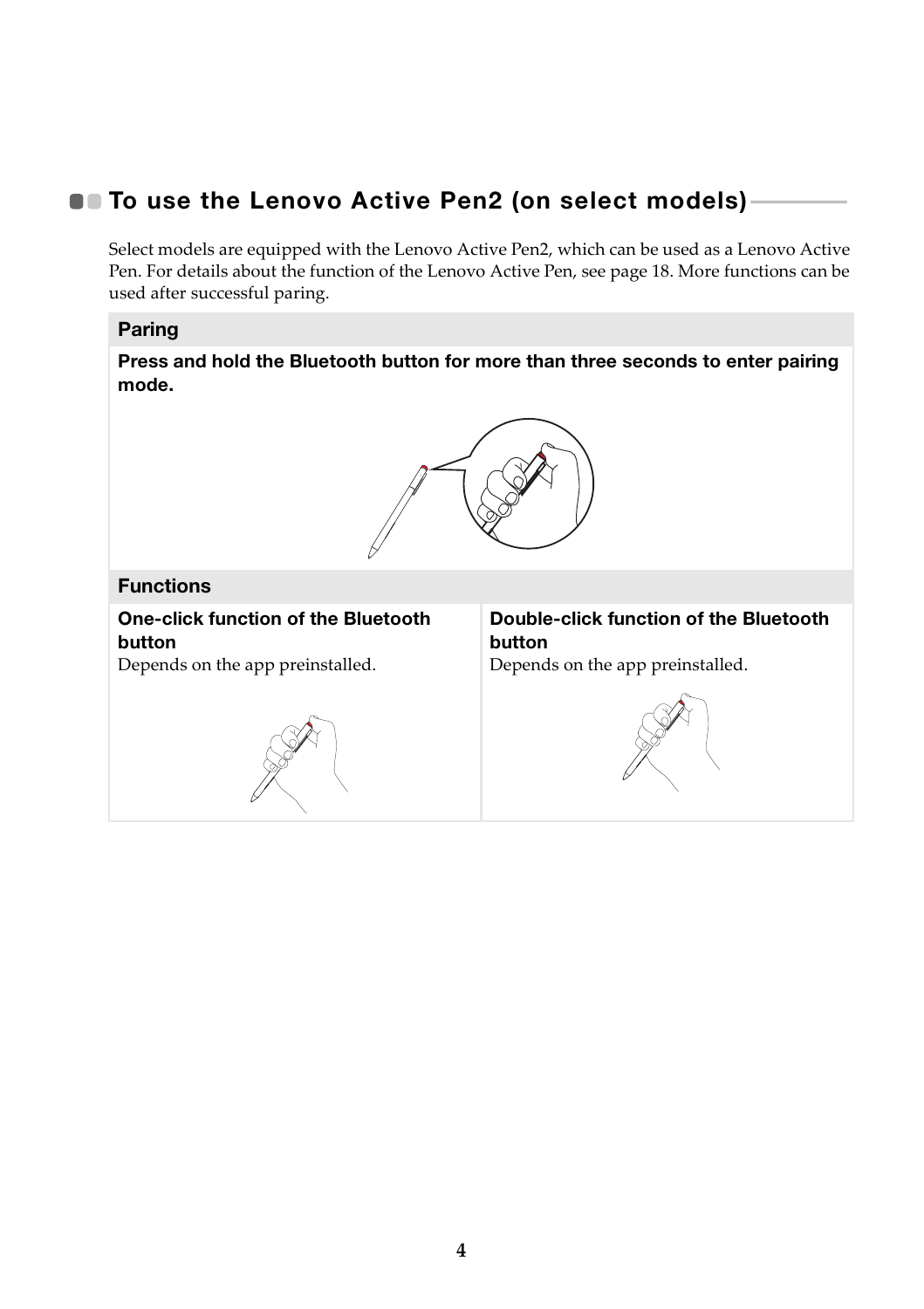## To use the Lenovo Active Pen2 (on select models)

Select models are equipped with the Lenovo Active Pen2, which can be used as a Lenovo Active Pen. For details about the function of the Lenovo Active Pen, see page 18. More functions can be used after successful paring.

| Paring | |
|---|---|
| **Press and hold the Bluetooth button for more than three seconds to enter pairing mode.** | |
| **Functions** | |
| **One-click function of the Bluetooth button**<br>Depends on the app preinstalled. | **Double-click function of the Bluetooth button**<br>Depends on the app preinstalled. |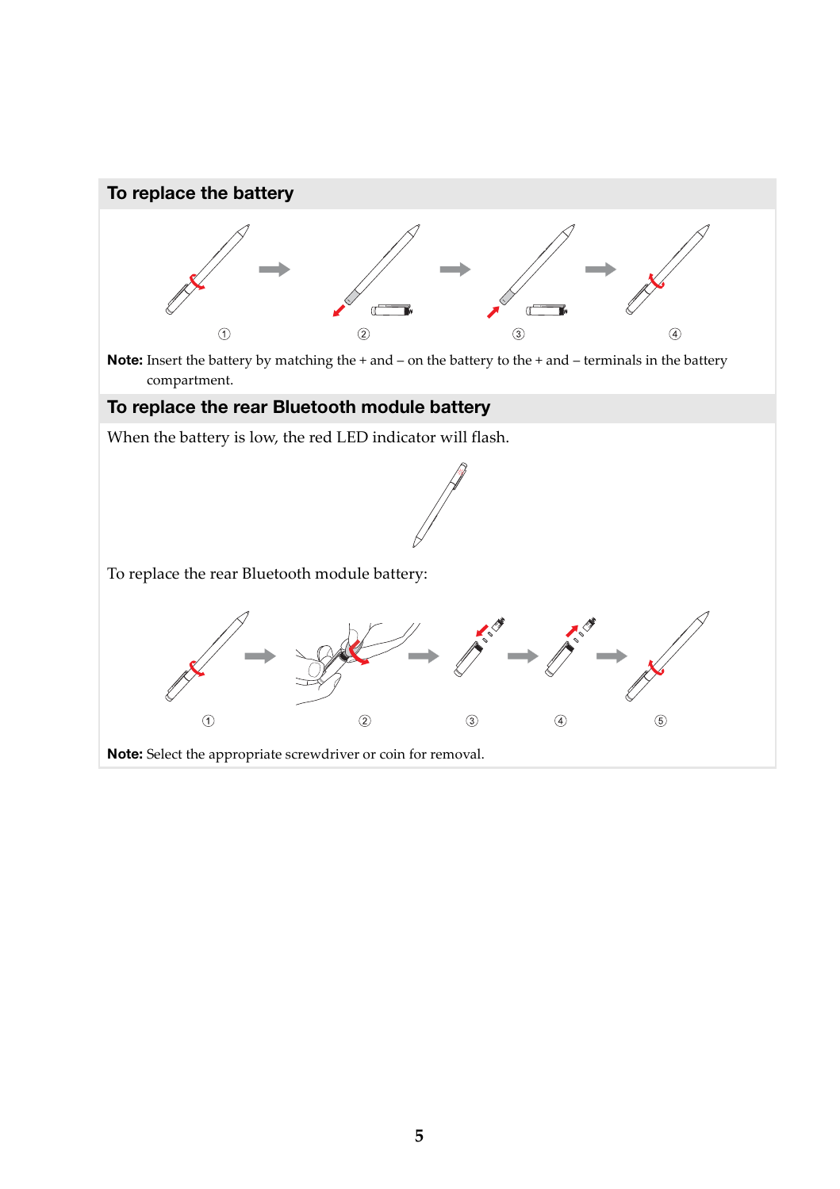## To replace the battery

①　②　③　④

**Note:** Insert the battery by matching the + and – on the battery to the + and – terminals in the battery compartment.

## To replace the rear Bluetooth module battery

When the battery is low, the red LED indicator will flash.

To replace the rear Bluetooth module battery:

①　②　③　④　⑤

**Note:** Select the appropriate screwdriver or coin for removal.